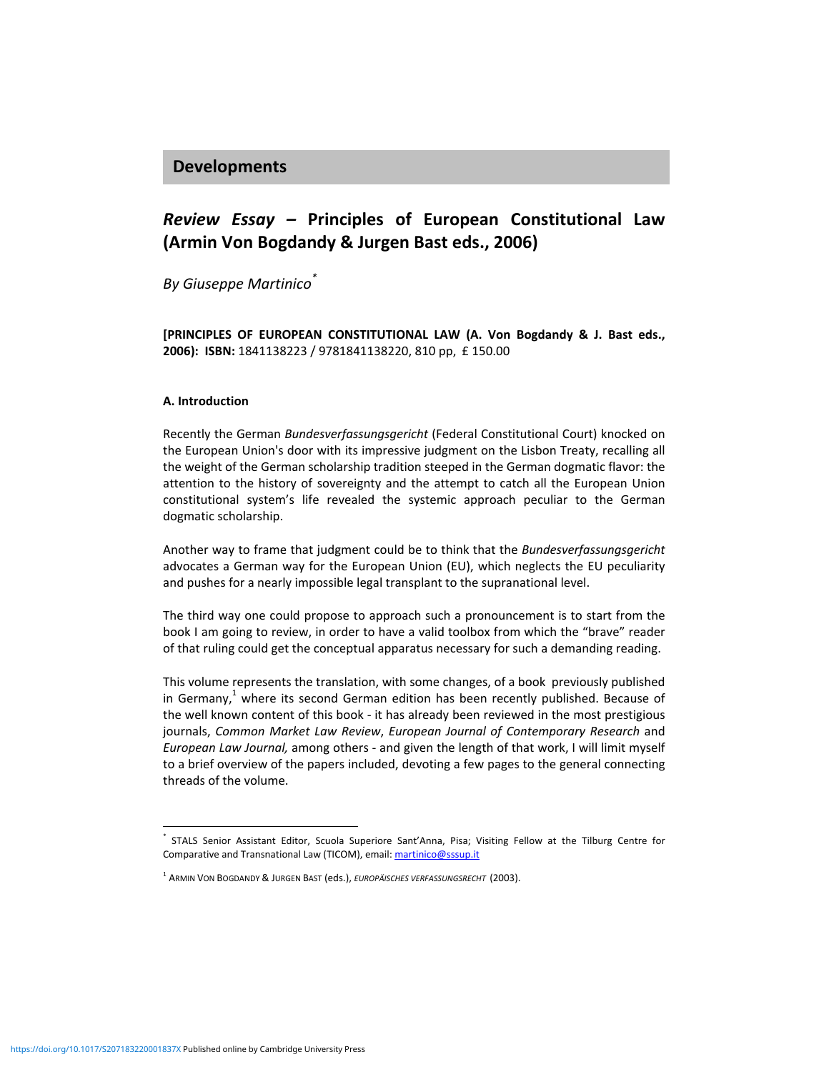# Developments

## *Review Essay* – Principles of European Constitutional Law (Armin Von Bogdandy & Jurgen Bast eds., 2006)

*By Giuseppe Martinico*[*]

**[PRINCIPLES OF EUROPEAN CONSTITUTIONAL LAW (A. Von Bogdandy & J. Bast eds., 2006): ISBN:** 1841138223 / 9781841138220, 810 pp, £ 150.00

### A. Introduction

Recently the German *Bundesverfassungsgericht* (Federal Constitutional Court) knocked on the European Union's door with its impressive judgment on the Lisbon Treaty, recalling all the weight of the German scholarship tradition steeped in the German dogmatic flavor: the attention to the history of sovereignty and the attempt to catch all the European Union constitutional system's life revealed the systemic approach peculiar to the German dogmatic scholarship.

Another way to frame that judgment could be to think that the *Bundesverfassungsgericht* advocates a German way for the European Union (EU), which neglects the EU peculiarity and pushes for a nearly impossible legal transplant to the supranational level.

The third way one could propose to approach such a pronouncement is to start from the book I am going to review, in order to have a valid toolbox from which the "brave" reader of that ruling could get the conceptual apparatus necessary for such a demanding reading.

This volume represents the translation, with some changes, of a book previously published in Germany,[1] where its second German edition has been recently published. Because of the well known content of this book - it has already been reviewed in the most prestigious journals, *Common Market Law Review*, *European Journal of Contemporary Research* and *European Law Journal,* among others - and given the length of that work, I will limit myself to a brief overview of the papers included, devoting a few pages to the general connecting threads of the volume.

---

[*] STALS Senior Assistant Editor, Scuola Superiore Sant'Anna, Pisa; Visiting Fellow at the Tilburg Centre for Comparative and Transnational Law (TICOM), email: martinico@sssup.it

[1] ARMIN VON BOGDANDY & JURGEN BAST (eds.), *EUROPÄISCHES VERFASSUNGSRECHT* (2003).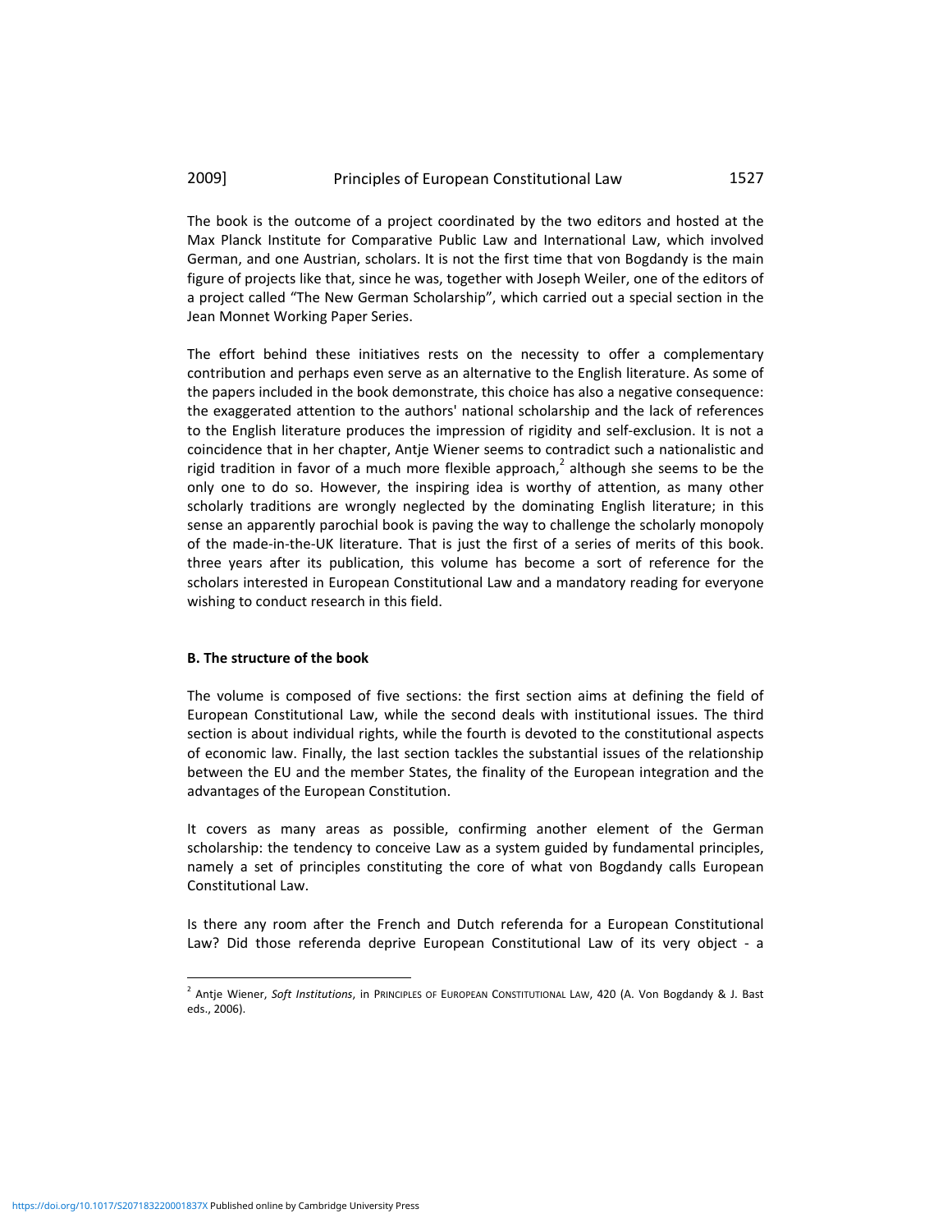The book is the outcome of a project coordinated by the two editors and hosted at the Max Planck Institute for Comparative Public Law and International Law, which involved German, and one Austrian, scholars. It is not the first time that von Bogdandy is the main figure of projects like that, since he was, together with Joseph Weiler, one of the editors of a project called "The New German Scholarship", which carried out a special section in the Jean Monnet Working Paper Series.

The effort behind these initiatives rests on the necessity to offer a complementary contribution and perhaps even serve as an alternative to the English literature. As some of the papers included in the book demonstrate, this choice has also a negative consequence: the exaggerated attention to the authors' national scholarship and the lack of references to the English literature produces the impression of rigidity and self-exclusion. It is not a coincidence that in her chapter, Antje Wiener seems to contradict such a nationalistic and rigid tradition in favor of a much more flexible approach,[2] although she seems to be the only one to do so. However, the inspiring idea is worthy of attention, as many other scholarly traditions are wrongly neglected by the dominating English literature; in this sense an apparently parochial book is paving the way to challenge the scholarly monopoly of the made-in-the-UK literature. That is just the first of a series of merits of this book. three years after its publication, this volume has become a sort of reference for the scholars interested in European Constitutional Law and a mandatory reading for everyone wishing to conduct research in this field.

**B. The structure of the book**

The volume is composed of five sections: the first section aims at defining the field of European Constitutional Law, while the second deals with institutional issues. The third section is about individual rights, while the fourth is devoted to the constitutional aspects of economic law. Finally, the last section tackles the substantial issues of the relationship between the EU and the member States, the finality of the European integration and the advantages of the European Constitution.

It covers as many areas as possible, confirming another element of the German scholarship: the tendency to conceive Law as a system guided by fundamental principles, namely a set of principles constituting the core of what von Bogdandy calls European Constitutional Law.

Is there any room after the French and Dutch referenda for a European Constitutional Law? Did those referenda deprive European Constitutional Law of its very object - a

[2] Antje Wiener, *Soft Institutions*, in PRINCIPLES OF EUROPEAN CONSTITUTIONAL LAW, 420 (A. Von Bogdandy & J. Bast eds., 2006).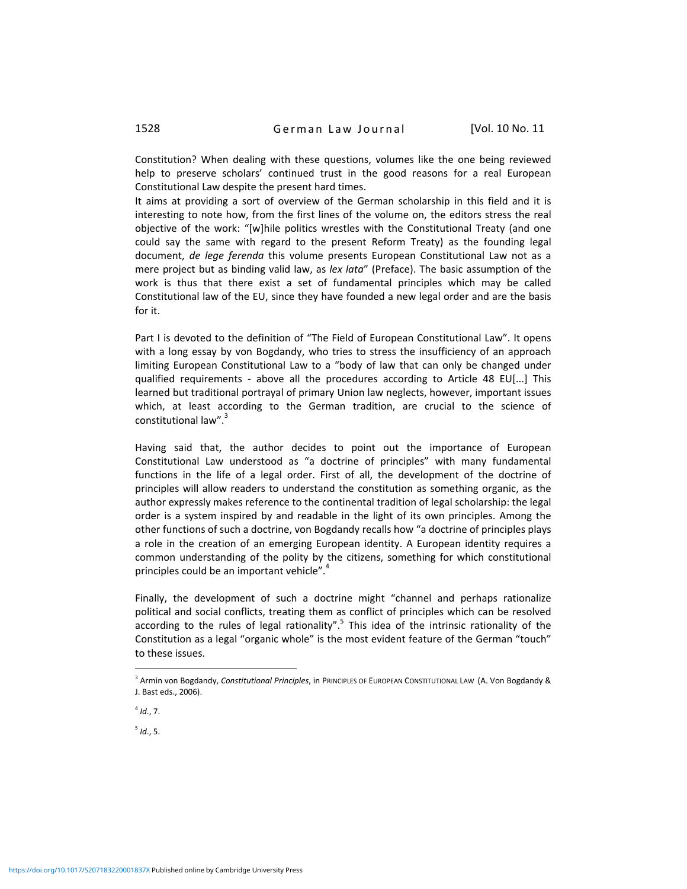Constitution? When dealing with these questions, volumes like the one being reviewed help to preserve scholars' continued trust in the good reasons for a real European Constitutional Law despite the present hard times.

It aims at providing a sort of overview of the German scholarship in this field and it is interesting to note how, from the first lines of the volume on, the editors stress the real objective of the work: "[w]hile politics wrestles with the Constitutional Treaty (and one could say the same with regard to the present Reform Treaty) as the founding legal document, *de lege ferenda* this volume presents European Constitutional Law not as a mere project but as binding valid law, as *lex lata*" (Preface). The basic assumption of the work is thus that there exist a set of fundamental principles which may be called Constitutional law of the EU, since they have founded a new legal order and are the basis for it.

Part I is devoted to the definition of "The Field of European Constitutional Law". It opens with a long essay by von Bogdandy, who tries to stress the insufficiency of an approach limiting European Constitutional Law to a "body of law that can only be changed under qualified requirements - above all the procedures according to Article 48 EU[...] This learned but traditional portrayal of primary Union law neglects, however, important issues which, at least according to the German tradition, are crucial to the science of constitutional law".[3]

Having said that, the author decides to point out the importance of European Constitutional Law understood as "a doctrine of principles" with many fundamental functions in the life of a legal order. First of all, the development of the doctrine of principles will allow readers to understand the constitution as something organic, as the author expressly makes reference to the continental tradition of legal scholarship: the legal order is a system inspired by and readable in the light of its own principles. Among the other functions of such a doctrine, von Bogdandy recalls how "a doctrine of principles plays a role in the creation of an emerging European identity. A European identity requires a common understanding of the polity by the citizens, something for which constitutional principles could be an important vehicle".[4]

Finally, the development of such a doctrine might "channel and perhaps rationalize political and social conflicts, treating them as conflict of principles which can be resolved according to the rules of legal rationality".[5] This idea of the intrinsic rationality of the Constitution as a legal "organic whole" is the most evident feature of the German "touch" to these issues.

---

[3] Armin von Bogdandy, *Constitutional Principles*, in PRINCIPLES OF EUROPEAN CONSTITUTIONAL LAW (A. Von Bogdandy & J. Bast eds., 2006).

[4] *Id*., 7.

[5] *Id*., 5.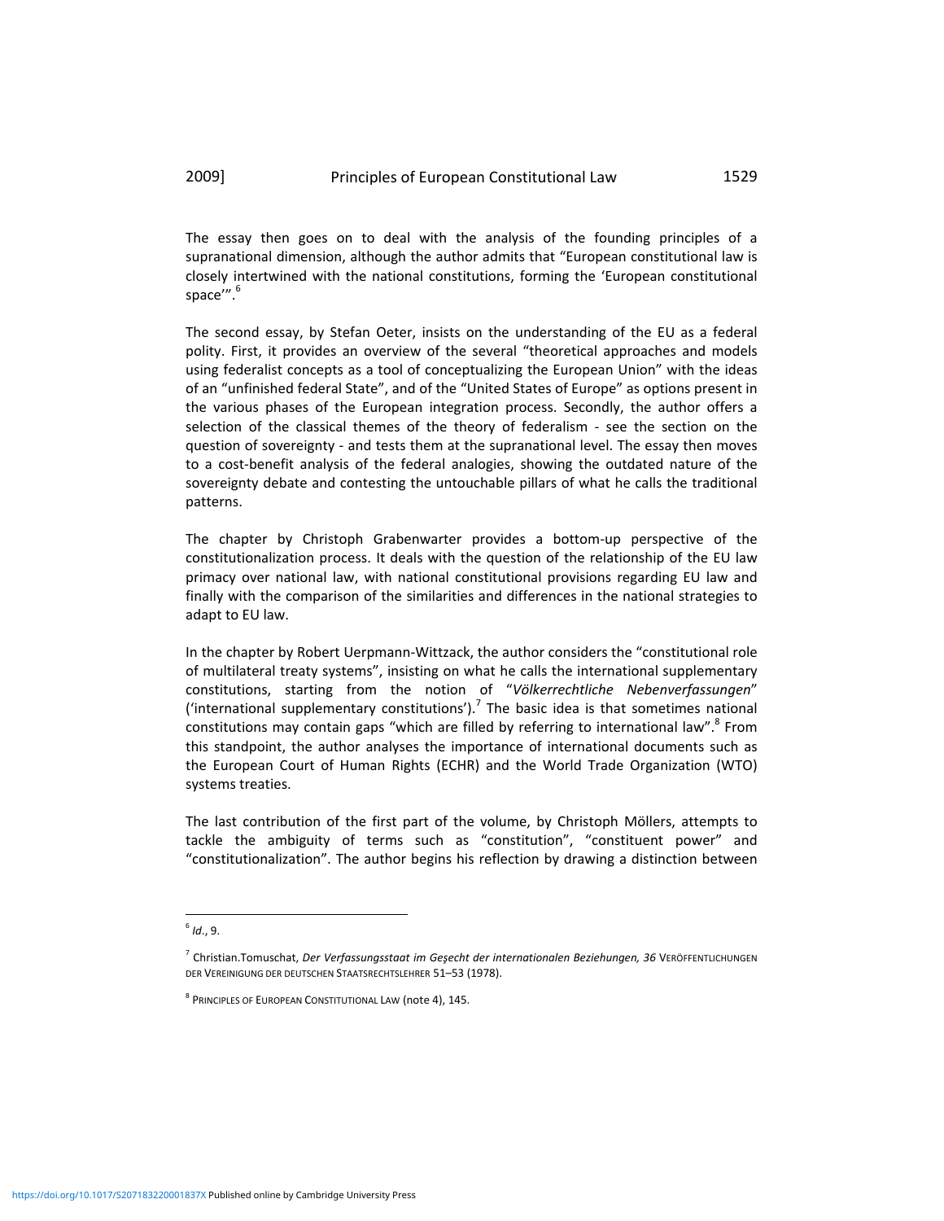The essay then goes on to deal with the analysis of the founding principles of a supranational dimension, although the author admits that "European constitutional law is closely intertwined with the national constitutions, forming the 'European constitutional space'".[6]

The second essay, by Stefan Oeter, insists on the understanding of the EU as a federal polity. First, it provides an overview of the several "theoretical approaches and models using federalist concepts as a tool of conceptualizing the European Union" with the ideas of an "unfinished federal State", and of the "United States of Europe" as options present in the various phases of the European integration process. Secondly, the author offers a selection of the classical themes of the theory of federalism - see the section on the question of sovereignty - and tests them at the supranational level. The essay then moves to a cost-benefit analysis of the federal analogies, showing the outdated nature of the sovereignty debate and contesting the untouchable pillars of what he calls the traditional patterns.

The chapter by Christoph Grabenwarter provides a bottom-up perspective of the constitutionalization process. It deals with the question of the relationship of the EU law primacy over national law, with national constitutional provisions regarding EU law and finally with the comparison of the similarities and differences in the national strategies to adapt to EU law.

In the chapter by Robert Uerpmann-Wittzack, the author considers the "constitutional role of multilateral treaty systems", insisting on what he calls the international supplementary constitutions, starting from the notion of "*Völkerrechtliche Nebenverfassungen*" ('international supplementary constitutions').[7] The basic idea is that sometimes national constitutions may contain gaps "which are filled by referring to international law".[8] From this standpoint, the author analyses the importance of international documents such as the European Court of Human Rights (ECHR) and the World Trade Organization (WTO) systems treaties.

The last contribution of the first part of the volume, by Christoph Möllers, attempts to tackle the ambiguity of terms such as "constitution", "constituent power" and "constitutionalization". The author begins his reflection by drawing a distinction between

---

[6] *Id*., 9.

[7] Christian.Tomuschat, *Der Verfassungsstaat im Geşecht der internationalen Beziehungen, 36* VERÖFFENTLICHUNGEN DER VEREINIGUNG DER DEUTSCHEN STAATSRECHTSLEHRER 51–53 (1978).

[8] PRINCIPLES OF EUROPEAN CONSTITUTIONAL LAW (note 4), 145.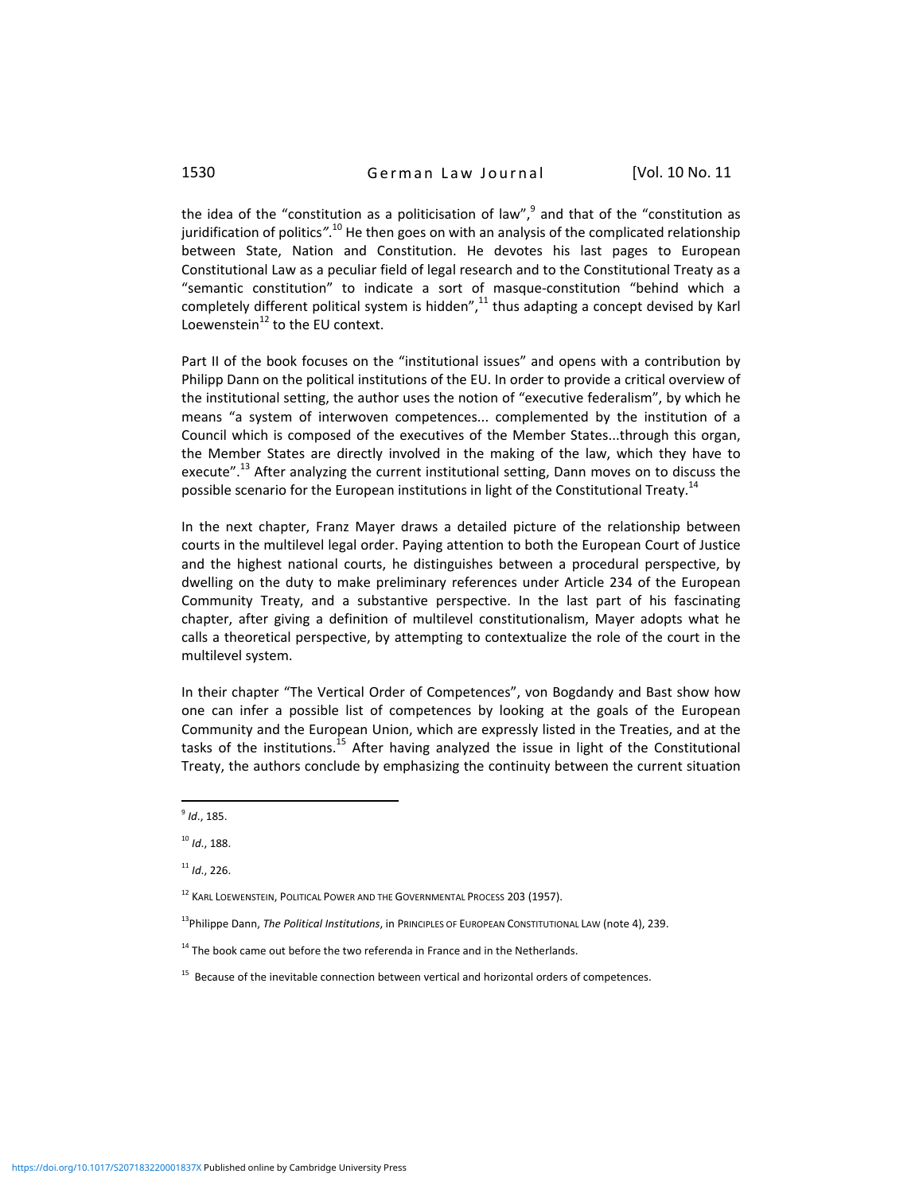the idea of the "constitution as a politicisation of law",[9] and that of the "constitution as juridification of politics".[10] He then goes on with an analysis of the complicated relationship between State, Nation and Constitution. He devotes his last pages to European Constitutional Law as a peculiar field of legal research and to the Constitutional Treaty as a "semantic constitution" to indicate a sort of masque-constitution "behind which a completely different political system is hidden",[11] thus adapting a concept devised by Karl Loewenstein[12] to the EU context.

Part II of the book focuses on the "institutional issues" and opens with a contribution by Philipp Dann on the political institutions of the EU. In order to provide a critical overview of the institutional setting, the author uses the notion of "executive federalism", by which he means "a system of interwoven competences... complemented by the institution of a Council which is composed of the executives of the Member States...through this organ, the Member States are directly involved in the making of the law, which they have to execute".[13] After analyzing the current institutional setting, Dann moves on to discuss the possible scenario for the European institutions in light of the Constitutional Treaty.[14]

In the next chapter, Franz Mayer draws a detailed picture of the relationship between courts in the multilevel legal order. Paying attention to both the European Court of Justice and the highest national courts, he distinguishes between a procedural perspective, by dwelling on the duty to make preliminary references under Article 234 of the European Community Treaty, and a substantive perspective. In the last part of his fascinating chapter, after giving a definition of multilevel constitutionalism, Mayer adopts what he calls a theoretical perspective, by attempting to contextualize the role of the court in the multilevel system.

In their chapter "The Vertical Order of Competences", von Bogdandy and Bast show how one can infer a possible list of competences by looking at the goals of the European Community and the European Union, which are expressly listed in the Treaties, and at the tasks of the institutions.[15] After having analyzed the issue in light of the Constitutional Treaty, the authors conclude by emphasizing the continuity between the current situation

---

[9] *Id.*, 185.

[10] *Id.*, 188.

[11] *Id.*, 226.

[12] KARL LOEWENSTEIN, POLITICAL POWER AND THE GOVERNMENTAL PROCESS 203 (1957).

[13] Philippe Dann, *The Political Institutions*, in PRINCIPLES OF EUROPEAN CONSTITUTIONAL LAW (note 4), 239.

[14] The book came out before the two referenda in France and in the Netherlands.

[15] Because of the inevitable connection between vertical and horizontal orders of competences.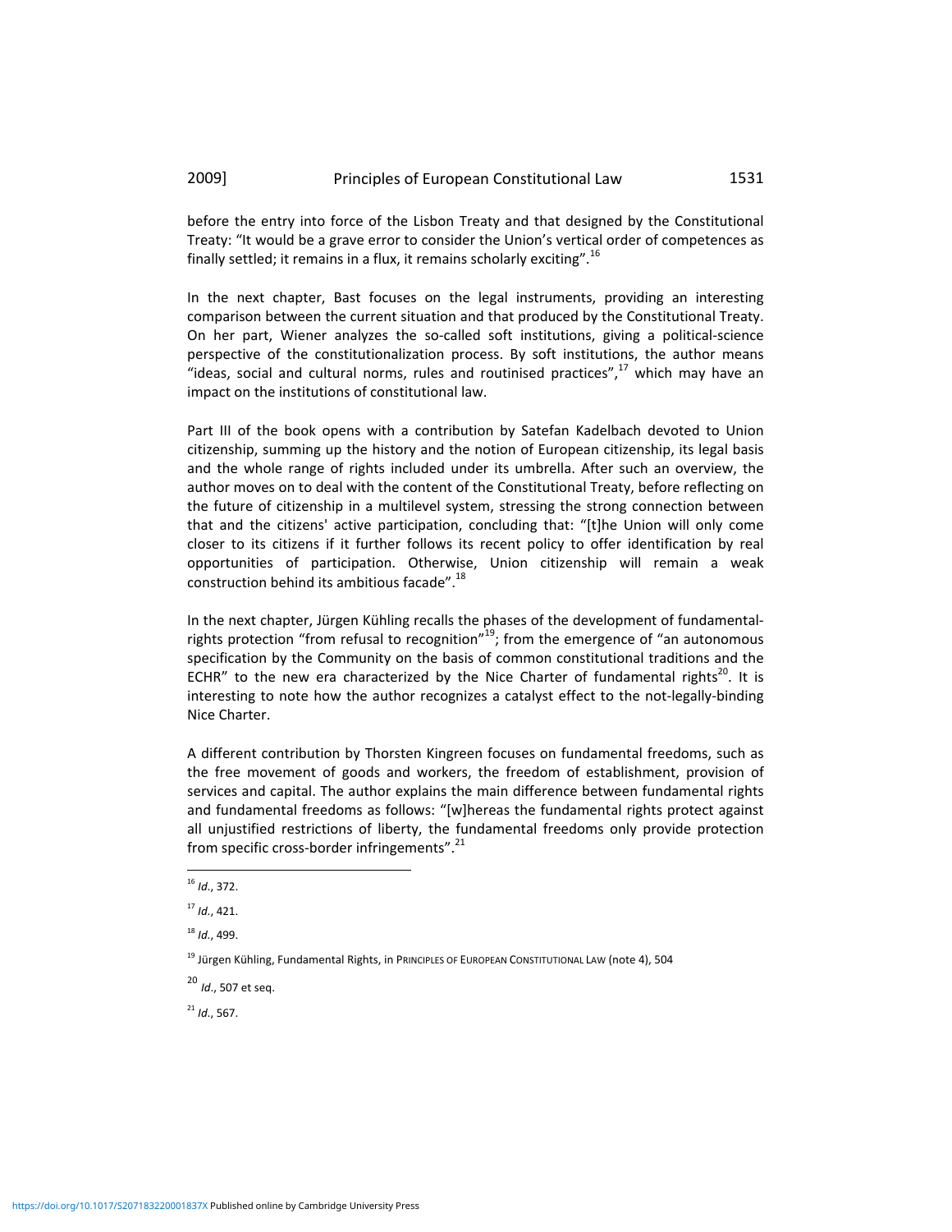before the entry into force of the Lisbon Treaty and that designed by the Constitutional Treaty: "It would be a grave error to consider the Union's vertical order of competences as finally settled; it remains in a flux, it remains scholarly exciting".[16]

In the next chapter, Bast focuses on the legal instruments, providing an interesting comparison between the current situation and that produced by the Constitutional Treaty. On her part, Wiener analyzes the so-called soft institutions, giving a political-science perspective of the constitutionalization process. By soft institutions, the author means "ideas, social and cultural norms, rules and routinised practices",[17] which may have an impact on the institutions of constitutional law.

Part III of the book opens with a contribution by Satefan Kadelbach devoted to Union citizenship, summing up the history and the notion of European citizenship, its legal basis and the whole range of rights included under its umbrella. After such an overview, the author moves on to deal with the content of the Constitutional Treaty, before reflecting on the future of citizenship in a multilevel system, stressing the strong connection between that and the citizens' active participation, concluding that: "[t]he Union will only come closer to its citizens if it further follows its recent policy to offer identification by real opportunities of participation. Otherwise, Union citizenship will remain a weak construction behind its ambitious facade".[18]

In the next chapter, Jürgen Kühling recalls the phases of the development of fundamental-rights protection "from refusal to recognition"[19]; from the emergence of "an autonomous specification by the Community on the basis of common constitutional traditions and the ECHR" to the new era characterized by the Nice Charter of fundamental rights[20]. It is interesting to note how the author recognizes a catalyst effect to the not-legally-binding Nice Charter.

A different contribution by Thorsten Kingreen focuses on fundamental freedoms, such as the free movement of goods and workers, the freedom of establishment, provision of services and capital. The author explains the main difference between fundamental rights and fundamental freedoms as follows: "[w]hereas the fundamental rights protect against all unjustified restrictions of liberty, the fundamental freedoms only provide protection from specific cross-border infringements".[21]

---

[16] *Id.*, 372.

[17] *Id.*, 421.

[18] *Id.*, 499.

[19] Jürgen Kühling, Fundamental Rights, in PRINCIPLES OF EUROPEAN CONSTITUTIONAL LAW (note 4), 504

[20] *Id.*, 507 et seq.

[21] *Id.*, 567.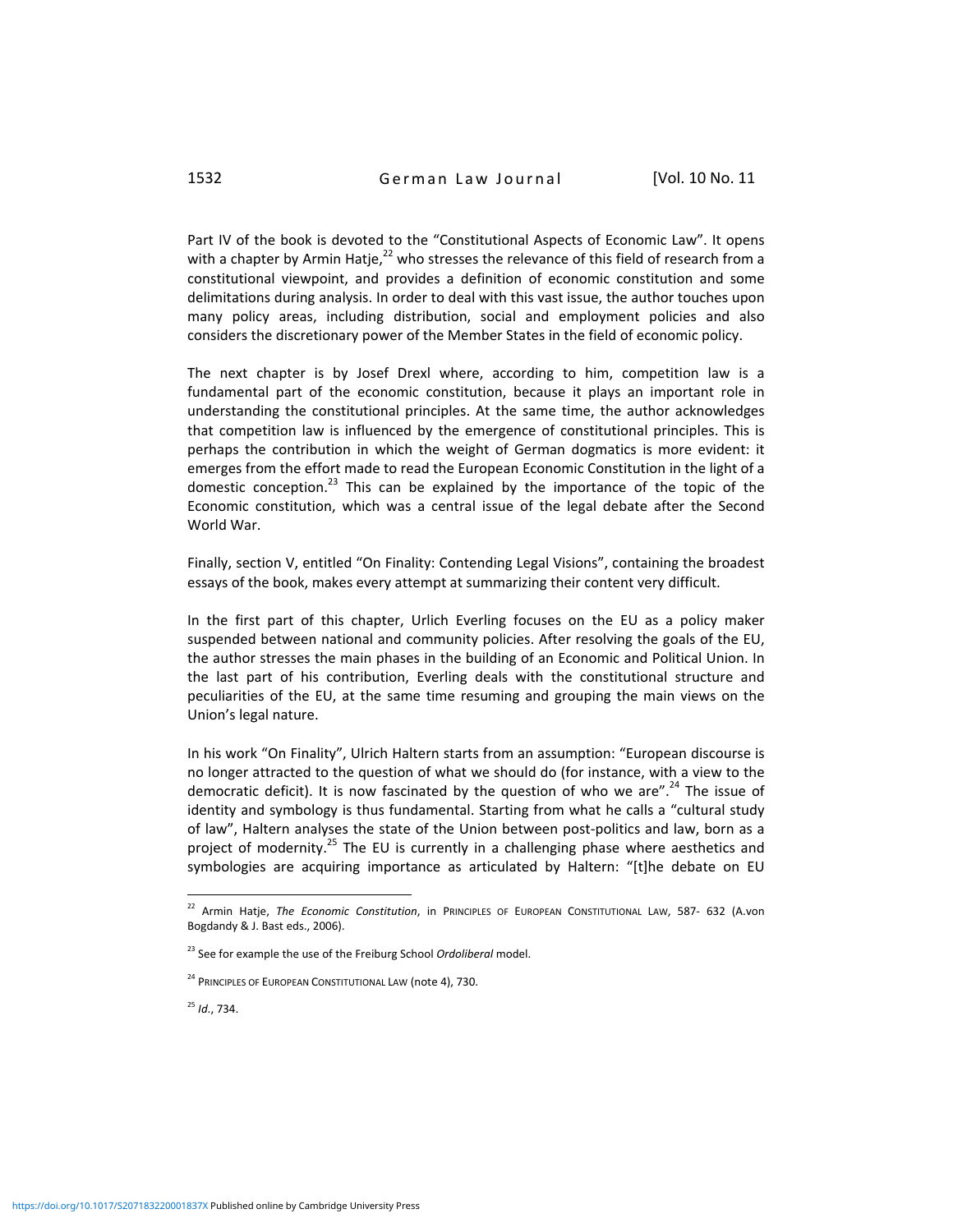Part IV of the book is devoted to the "Constitutional Aspects of Economic Law". It opens with a chapter by Armin Hatje,[22] who stresses the relevance of this field of research from a constitutional viewpoint, and provides a definition of economic constitution and some delimitations during analysis. In order to deal with this vast issue, the author touches upon many policy areas, including distribution, social and employment policies and also considers the discretionary power of the Member States in the field of economic policy.

The next chapter is by Josef Drexl where, according to him, competition law is a fundamental part of the economic constitution, because it plays an important role in understanding the constitutional principles. At the same time, the author acknowledges that competition law is influenced by the emergence of constitutional principles. This is perhaps the contribution in which the weight of German dogmatics is more evident: it emerges from the effort made to read the European Economic Constitution in the light of a domestic conception.[23] This can be explained by the importance of the topic of the Economic constitution, which was a central issue of the legal debate after the Second World War.

Finally, section V, entitled "On Finality: Contending Legal Visions", containing the broadest essays of the book, makes every attempt at summarizing their content very difficult.

In the first part of this chapter, Urlich Everling focuses on the EU as a policy maker suspended between national and community policies. After resolving the goals of the EU, the author stresses the main phases in the building of an Economic and Political Union. In the last part of his contribution, Everling deals with the constitutional structure and peculiarities of the EU, at the same time resuming and grouping the main views on the Union's legal nature.

In his work "On Finality", Ulrich Haltern starts from an assumption: "European discourse is no longer attracted to the question of what we should do (for instance, with a view to the democratic deficit). It is now fascinated by the question of who we are".[24] The issue of identity and symbology is thus fundamental. Starting from what he calls a "cultural study of law", Haltern analyses the state of the Union between post-politics and law, born as a project of modernity.[25] The EU is currently in a challenging phase where aesthetics and symbologies are acquiring importance as articulated by Haltern: "[t]he debate on EU

---

[22] Armin Hatje, *The Economic Constitution*, in PRINCIPLES OF EUROPEAN CONSTITUTIONAL LAW, 587- 632 (A.von Bogdandy & J. Bast eds., 2006).

[23] See for example the use of the Freiburg School *Ordoliberal* model.

[24] PRINCIPLES OF EUROPEAN CONSTITUTIONAL LAW (note 4), 730.

[25] *Id*., 734.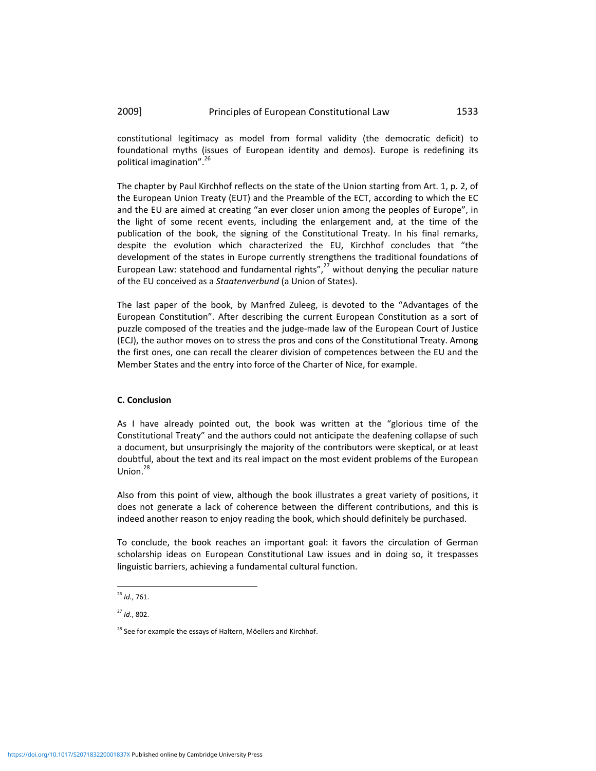constitutional legitimacy as model from formal validity (the democratic deficit) to foundational myths (issues of European identity and demos). Europe is redefining its political imagination".[26]

The chapter by Paul Kirchhof reflects on the state of the Union starting from Art. 1, p. 2, of the European Union Treaty (EUT) and the Preamble of the ECT, according to which the EC and the EU are aimed at creating "an ever closer union among the peoples of Europe", in the light of some recent events, including the enlargement and, at the time of the publication of the book, the signing of the Constitutional Treaty. In his final remarks, despite the evolution which characterized the EU, Kirchhof concludes that "the development of the states in Europe currently strengthens the traditional foundations of European Law: statehood and fundamental rights",[27] without denying the peculiar nature of the EU conceived as a *Staatenverbund* (a Union of States).

The last paper of the book, by Manfred Zuleeg, is devoted to the "Advantages of the European Constitution". After describing the current European Constitution as a sort of puzzle composed of the treaties and the judge-made law of the European Court of Justice (ECJ), the author moves on to stress the pros and cons of the Constitutional Treaty. Among the first ones, one can recall the clearer division of competences between the EU and the Member States and the entry into force of the Charter of Nice, for example.

### C. Conclusion

As I have already pointed out, the book was written at the "glorious time of the Constitutional Treaty" and the authors could not anticipate the deafening collapse of such a document, but unsurprisingly the majority of the contributors were skeptical, or at least doubtful, about the text and its real impact on the most evident problems of the European Union.[28]

Also from this point of view, although the book illustrates a great variety of positions, it does not generate a lack of coherence between the different contributions, and this is indeed another reason to enjoy reading the book, which should definitely be purchased.

To conclude, the book reaches an important goal: it favors the circulation of German scholarship ideas on European Constitutional Law issues and in doing so, it trespasses linguistic barriers, achieving a fundamental cultural function.

---

[26] *Id.*, 761.

[27] *Id.*, 802.

[28] See for example the essays of Haltern, Möellers and Kirchhof.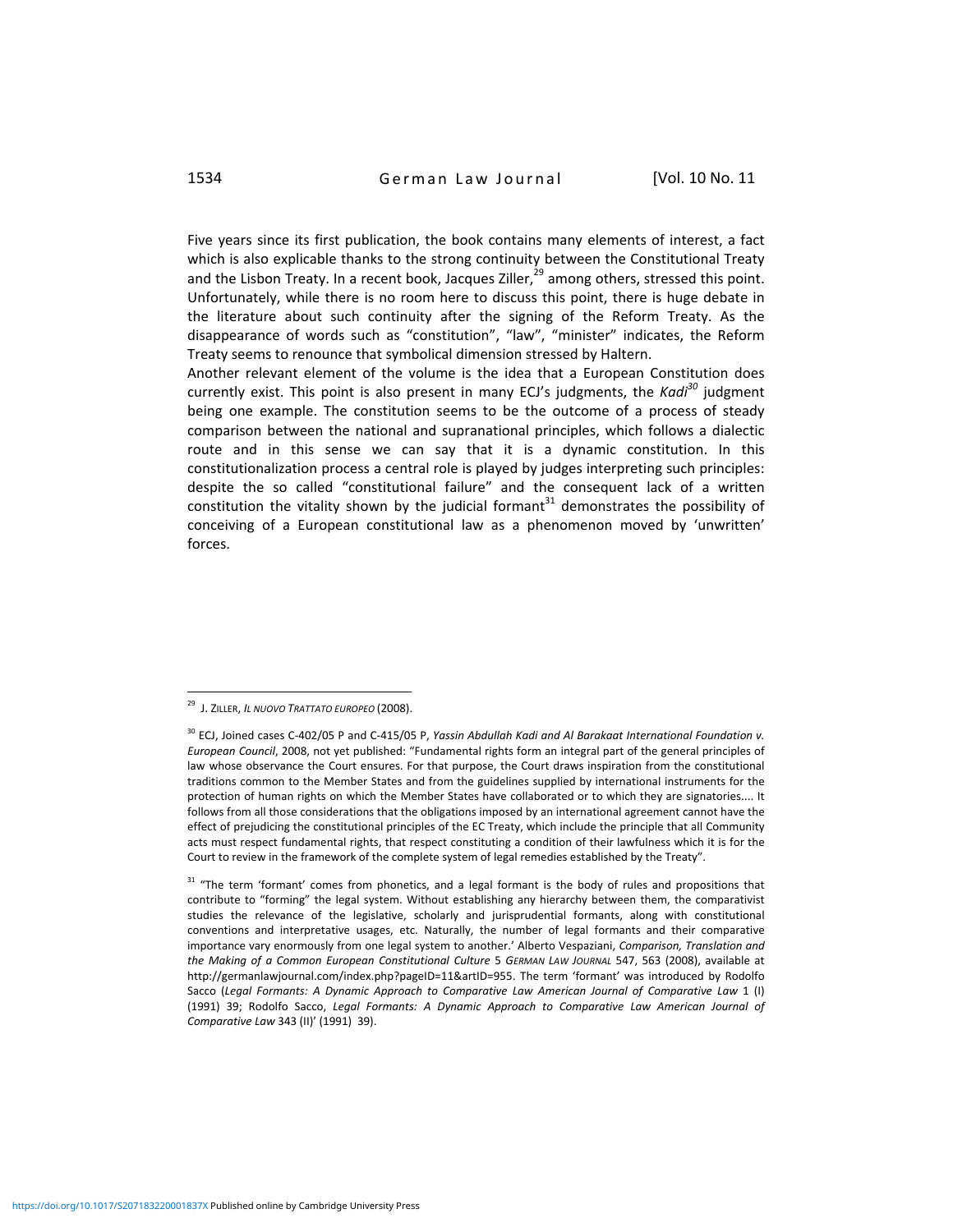Five years since its first publication, the book contains many elements of interest, a fact which is also explicable thanks to the strong continuity between the Constitutional Treaty and the Lisbon Treaty. In a recent book, Jacques Ziller,[29] among others, stressed this point. Unfortunately, while there is no room here to discuss this point, there is huge debate in the literature about such continuity after the signing of the Reform Treaty. As the disappearance of words such as "constitution", "law", "minister" indicates, the Reform Treaty seems to renounce that symbolical dimension stressed by Haltern.

Another relevant element of the volume is the idea that a European Constitution does currently exist. This point is also present in many ECJ's judgments, the *Kadi*[30] judgment being one example. The constitution seems to be the outcome of a process of steady comparison between the national and supranational principles, which follows a dialectic route and in this sense we can say that it is a dynamic constitution. In this constitutionalization process a central role is played by judges interpreting such principles: despite the so called "constitutional failure" and the consequent lack of a written constitution the vitality shown by the judicial formant[31] demonstrates the possibility of conceiving of a European constitutional law as a phenomenon moved by 'unwritten' forces.

---

[29] J. ZILLER, *IL NUOVO TRATTATO EUROPEO* (2008).

[30] ECJ, Joined cases C-402/05 P and C-415/05 P, *Yassin Abdullah Kadi and Al Barakaat International Foundation v. European Council*, 2008, not yet published: "Fundamental rights form an integral part of the general principles of law whose observance the Court ensures. For that purpose, the Court draws inspiration from the constitutional traditions common to the Member States and from the guidelines supplied by international instruments for the protection of human rights on which the Member States have collaborated or to which they are signatories.... It follows from all those considerations that the obligations imposed by an international agreement cannot have the effect of prejudicing the constitutional principles of the EC Treaty, which include the principle that all Community acts must respect fundamental rights, that respect constituting a condition of their lawfulness which it is for the Court to review in the framework of the complete system of legal remedies established by the Treaty".

[31] "The term 'formant' comes from phonetics, and a legal formant is the body of rules and propositions that contribute to "forming" the legal system. Without establishing any hierarchy between them, the comparativist studies the relevance of the legislative, scholarly and jurisprudential formants, along with constitutional conventions and interpretative usages, etc. Naturally, the number of legal formants and their comparative importance vary enormously from one legal system to another.' Alberto Vespaziani, *Comparison, Translation and the Making of a Common European Constitutional Culture* 5 *GERMAN LAW JOURNAL* 547, 563 (2008), available at http://germanlawjournal.com/index.php?pageID=11&artID=955. The term 'formant' was introduced by Rodolfo Sacco (*Legal Formants: A Dynamic Approach to Comparative Law American Journal of Comparative Law* 1 (I) (1991) 39; Rodolfo Sacco, *Legal Formants: A Dynamic Approach to Comparative Law American Journal of Comparative Law* 343 (II)' (1991) 39).